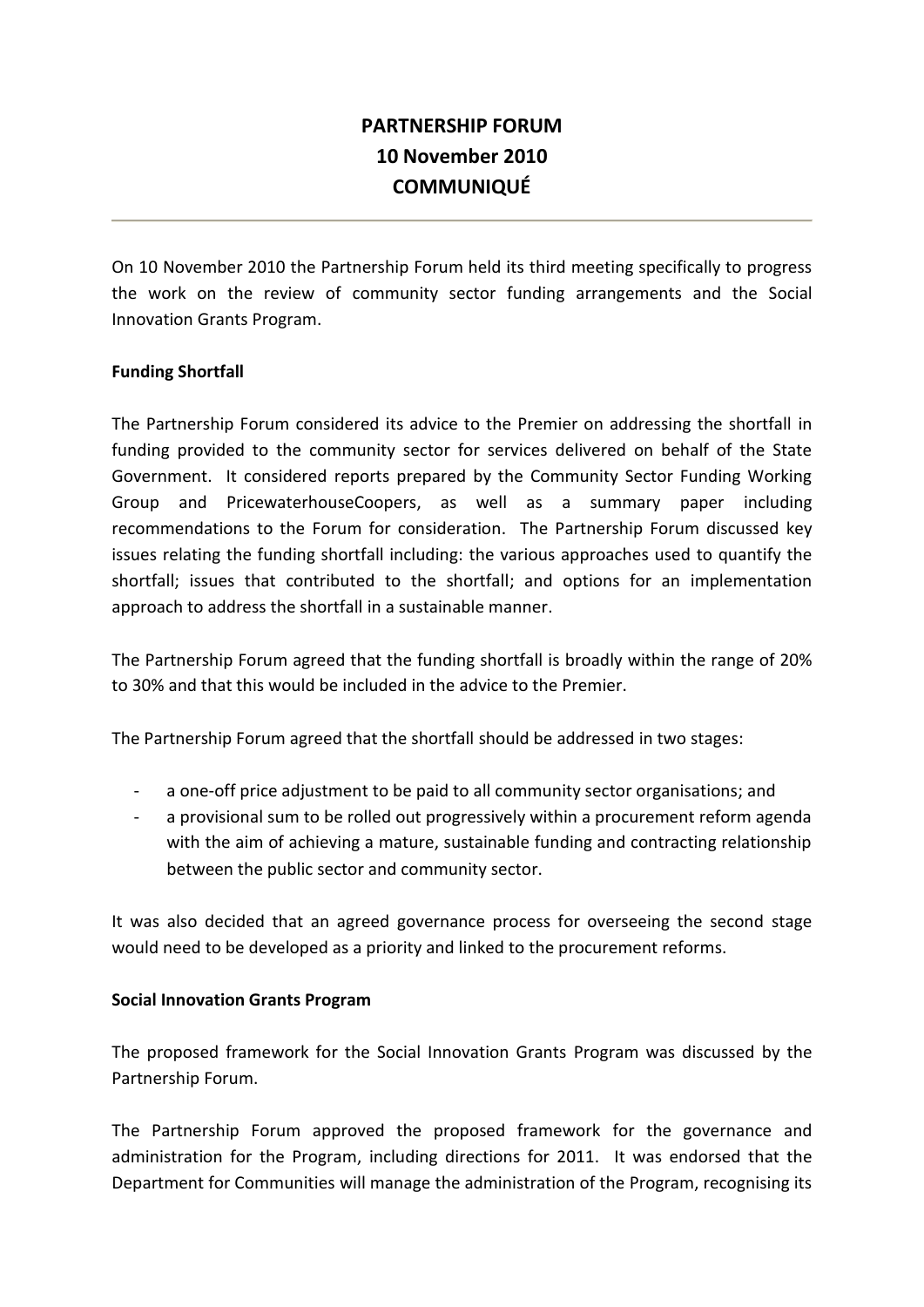# PARTNERSHIP FORUM
# 10 November 2010
# COMMUNIQUÉ

---

On 10 November 2010 the Partnership Forum held its third meeting specifically to progress the work on the review of community sector funding arrangements and the Social Innovation Grants Program.

**Funding Shortfall**

The Partnership Forum considered its advice to the Premier on addressing the shortfall in funding provided to the community sector for services delivered on behalf of the State Government. It considered reports prepared by the Community Sector Funding Working Group and PricewaterhouseCoopers, as well as a summary paper including recommendations to the Forum for consideration. The Partnership Forum discussed key issues relating the funding shortfall including: the various approaches used to quantify the shortfall; issues that contributed to the shortfall; and options for an implementation approach to address the shortfall in a sustainable manner.

The Partnership Forum agreed that the funding shortfall is broadly within the range of 20% to 30% and that this would be included in the advice to the Premier.

The Partnership Forum agreed that the shortfall should be addressed in two stages:

- a one-off price adjustment to be paid to all community sector organisations; and
- a provisional sum to be rolled out progressively within a procurement reform agenda with the aim of achieving a mature, sustainable funding and contracting relationship between the public sector and community sector.

It was also decided that an agreed governance process for overseeing the second stage would need to be developed as a priority and linked to the procurement reforms.

**Social Innovation Grants Program**

The proposed framework for the Social Innovation Grants Program was discussed by the Partnership Forum.

The Partnership Forum approved the proposed framework for the governance and administration for the Program, including directions for 2011. It was endorsed that the Department for Communities will manage the administration of the Program, recognising its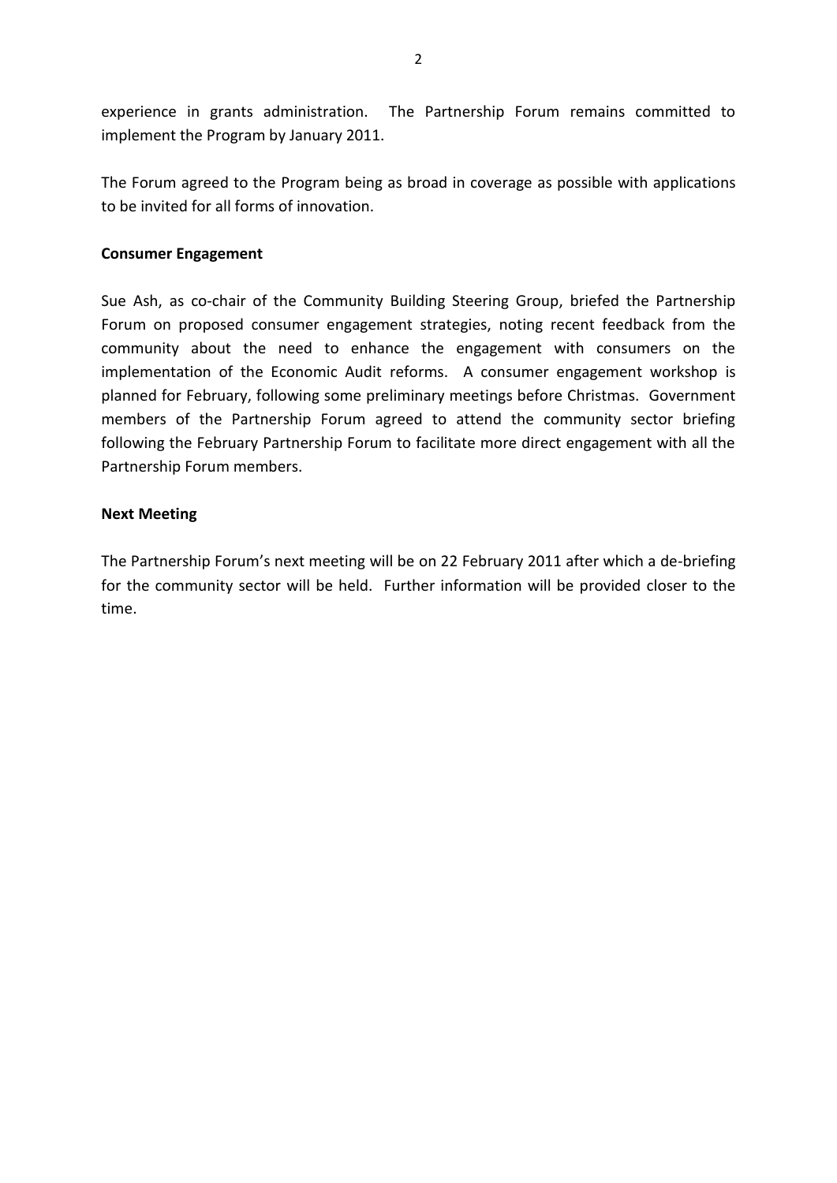experience in grants administration. The Partnership Forum remains committed to implement the Program by January 2011.

The Forum agreed to the Program being as broad in coverage as possible with applications to be invited for all forms of innovation.

**Consumer Engagement**

Sue Ash, as co-chair of the Community Building Steering Group, briefed the Partnership Forum on proposed consumer engagement strategies, noting recent feedback from the community about the need to enhance the engagement with consumers on the implementation of the Economic Audit reforms. A consumer engagement workshop is planned for February, following some preliminary meetings before Christmas. Government members of the Partnership Forum agreed to attend the community sector briefing following the February Partnership Forum to facilitate more direct engagement with all the Partnership Forum members.

**Next Meeting**

The Partnership Forum's next meeting will be on 22 February 2011 after which a de-briefing for the community sector will be held. Further information will be provided closer to the time.